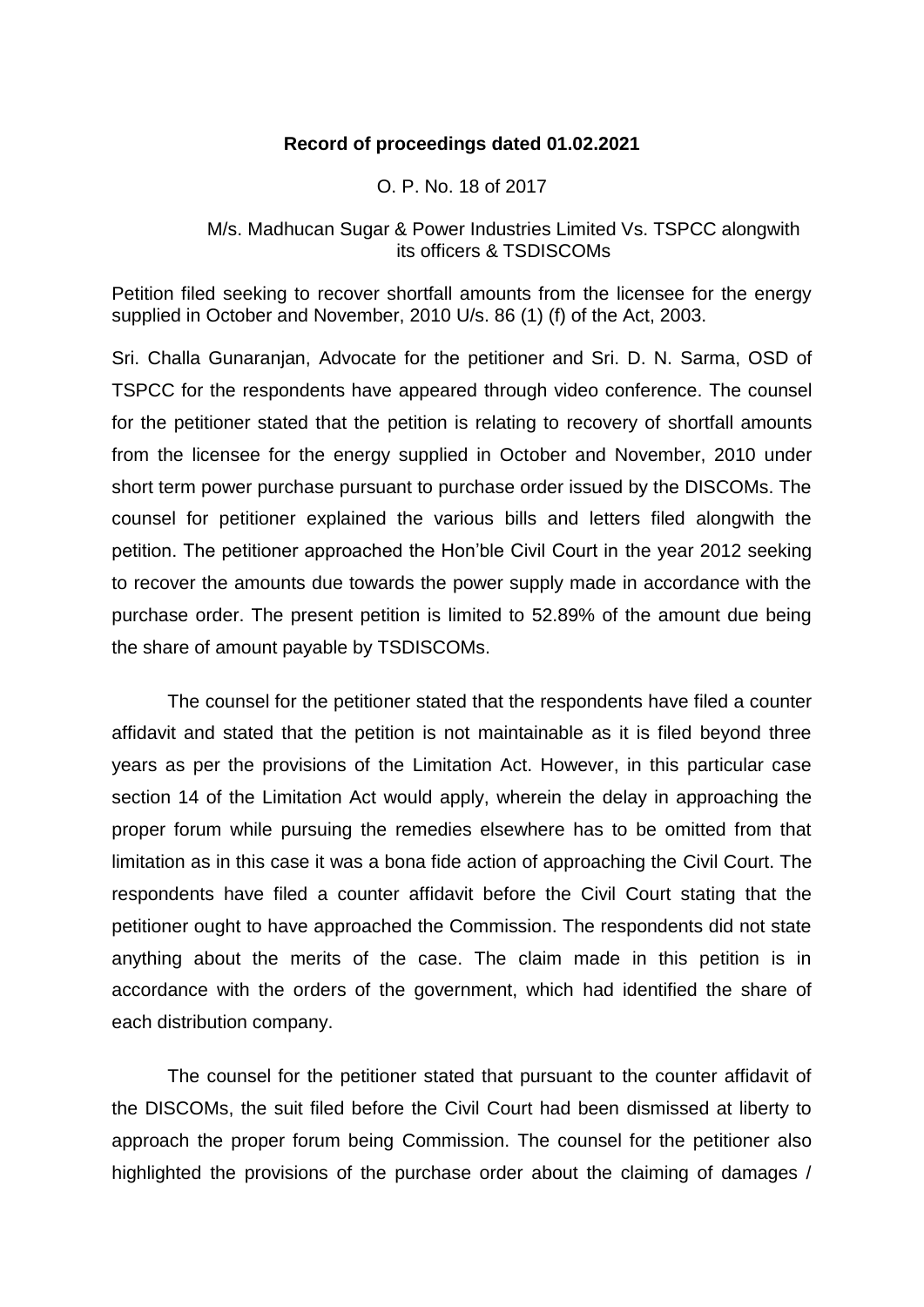**Record of proceedings dated 01.02.2021**

O. P. No. 18 of 2017

M/s. Madhucan Sugar & Power Industries Limited Vs. TSPCC alongwith its officers & TSDISCOMs

Petition filed seeking to recover shortfall amounts from the licensee for the energy supplied in October and November, 2010 U/s. 86 (1) (f) of the Act, 2003.

Sri. Challa Gunaranjan, Advocate for the petitioner and Sri. D. N. Sarma, OSD of TSPCC for the respondents have appeared through video conference. The counsel for the petitioner stated that the petition is relating to recovery of shortfall amounts from the licensee for the energy supplied in October and November, 2010 under short term power purchase pursuant to purchase order issued by the DISCOMs. The counsel for petitioner explained the various bills and letters filed alongwith the petition. The petitioner approached the Hon'ble Civil Court in the year 2012 seeking to recover the amounts due towards the power supply made in accordance with the purchase order. The present petition is limited to 52.89% of the amount due being the share of amount payable by TSDISCOMs.

The counsel for the petitioner stated that the respondents have filed a counter affidavit and stated that the petition is not maintainable as it is filed beyond three years as per the provisions of the Limitation Act. However, in this particular case section 14 of the Limitation Act would apply, wherein the delay in approaching the proper forum while pursuing the remedies elsewhere has to be omitted from that limitation as in this case it was a bona fide action of approaching the Civil Court. The respondents have filed a counter affidavit before the Civil Court stating that the petitioner ought to have approached the Commission. The respondents did not state anything about the merits of the case. The claim made in this petition is in accordance with the orders of the government, which had identified the share of each distribution company.

The counsel for the petitioner stated that pursuant to the counter affidavit of the DISCOMs, the suit filed before the Civil Court had been dismissed at liberty to approach the proper forum being Commission. The counsel for the petitioner also highlighted the provisions of the purchase order about the claiming of damages /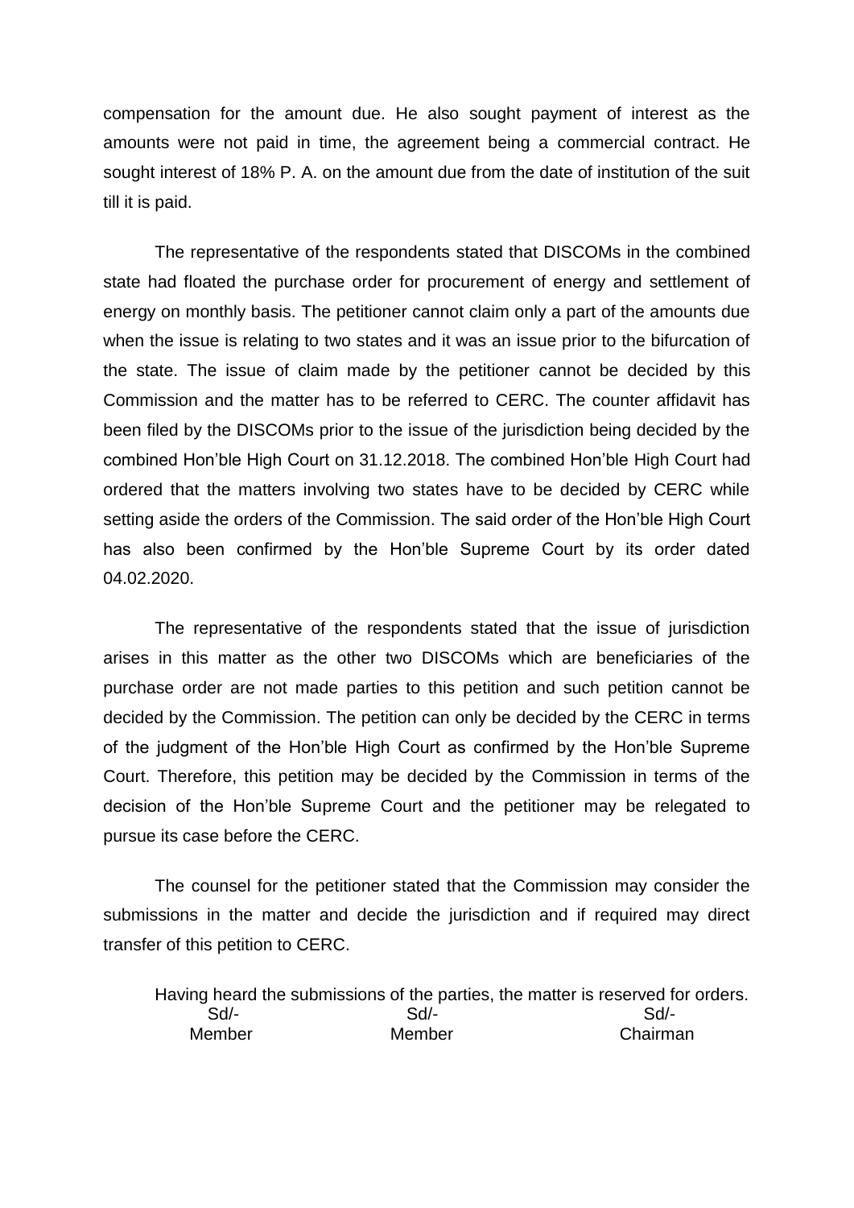compensation for the amount due. He also sought payment of interest as the amounts were not paid in time, the agreement being a commercial contract. He sought interest of 18% P. A. on the amount due from the date of institution of the suit till it is paid.

The representative of the respondents stated that DISCOMs in the combined state had floated the purchase order for procurement of energy and settlement of energy on monthly basis. The petitioner cannot claim only a part of the amounts due when the issue is relating to two states and it was an issue prior to the bifurcation of the state. The issue of claim made by the petitioner cannot be decided by this Commission and the matter has to be referred to CERC. The counter affidavit has been filed by the DISCOMs prior to the issue of the jurisdiction being decided by the combined Hon'ble High Court on 31.12.2018. The combined Hon'ble High Court had ordered that the matters involving two states have to be decided by CERC while setting aside the orders of the Commission. The said order of the Hon'ble High Court has also been confirmed by the Hon'ble Supreme Court by its order dated 04.02.2020.

The representative of the respondents stated that the issue of jurisdiction arises in this matter as the other two DISCOMs which are beneficiaries of the purchase order are not made parties to this petition and such petition cannot be decided by the Commission. The petition can only be decided by the CERC in terms of the judgment of the Hon'ble High Court as confirmed by the Hon'ble Supreme Court. Therefore, this petition may be decided by the Commission in terms of the decision of the Hon'ble Supreme Court and the petitioner may be relegated to pursue its case before the CERC.

The counsel for the petitioner stated that the Commission may consider the submissions in the matter and decide the jurisdiction and if required may direct transfer of this petition to CERC.

Having heard the submissions of the parties, the matter is reserved for orders.

| Sd/- | Sd/- | Sd/- |
|---|---|---|
| Member | Member | Chairman |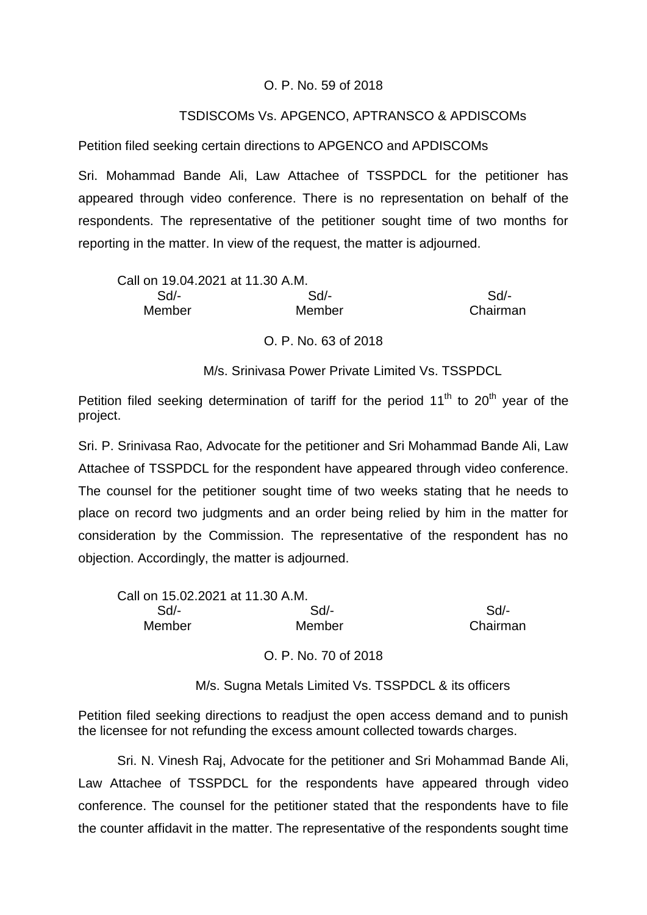O. P. No. 59 of 2018

TSDISCOMs Vs. APGENCO, APTRANSCO & APDISCOMs

Petition filed seeking certain directions to APGENCO and APDISCOMs

Sri. Mohammad Bande Ali, Law Attachee of TSSPDCL for the petitioner has appeared through video conference. There is no representation on behalf of the respondents. The representative of the petitioner sought time of two months for reporting in the matter. In view of the request, the matter is adjourned.

Call on 19.04.2021 at 11.30 A.M.

| Sd/- | Sd/- | Sd/- |
|---|---|---|
| Member | Member | Chairman |

O. P. No. 63 of 2018

M/s. Srinivasa Power Private Limited Vs. TSSPDCL

Petition filed seeking determination of tariff for the period 11th to 20th year of the project.

Sri. P. Srinivasa Rao, Advocate for the petitioner and Sri Mohammad Bande Ali, Law Attachee of TSSPDCL for the respondent have appeared through video conference. The counsel for the petitioner sought time of two weeks stating that he needs to place on record two judgments and an order being relied by him in the matter for consideration by the Commission. The representative of the respondent has no objection. Accordingly, the matter is adjourned.

Call on 15.02.2021 at 11.30 A.M.

| Sd/- | Sd/- | Sd/- |
|---|---|---|
| Member | Member | Chairman |

O. P. No. 70 of 2018

M/s. Sugna Metals Limited Vs. TSSPDCL & its officers

Petition filed seeking directions to readjust the open access demand and to punish the licensee for not refunding the excess amount collected towards charges.

Sri. N. Vinesh Raj, Advocate for the petitioner and Sri Mohammad Bande Ali, Law Attachee of TSSPDCL for the respondents have appeared through video conference. The counsel for the petitioner stated that the respondents have to file the counter affidavit in the matter. The representative of the respondents sought time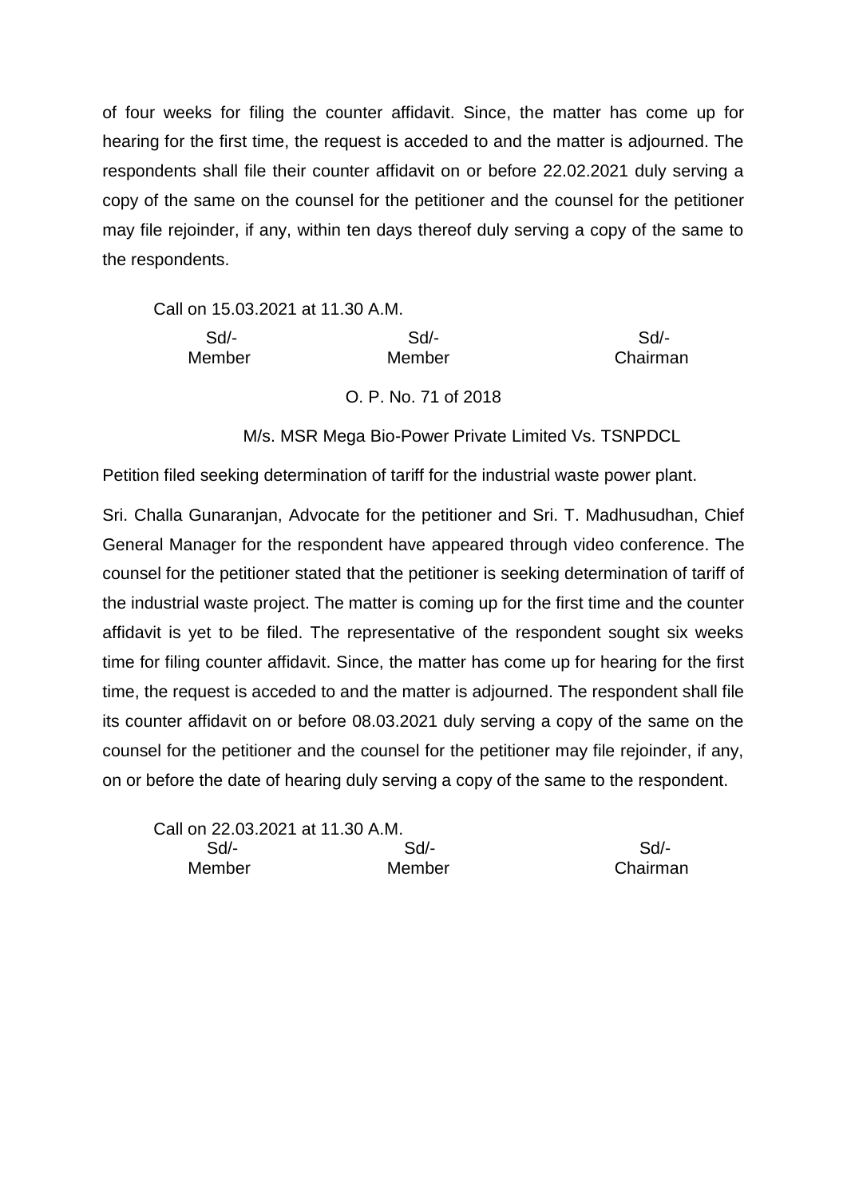of four weeks for filing the counter affidavit. Since, the matter has come up for hearing for the first time, the request is acceded to and the matter is adjourned. The respondents shall file their counter affidavit on or before 22.02.2021 duly serving a copy of the same on the counsel for the petitioner and the counsel for the petitioner may file rejoinder, if any, within ten days thereof duly serving a copy of the same to the respondents.

Call on 15.03.2021 at 11.30 A.M.

| | | |
|---|---|---|
| Sd/- | Sd/- | Sd/- |
| Member | Member | Chairman |

O. P. No. 71 of 2018

M/s. MSR Mega Bio-Power Private Limited Vs. TSNPDCL

Petition filed seeking determination of tariff for the industrial waste power plant.

Sri. Challa Gunaranjan, Advocate for the petitioner and Sri. T. Madhusudhan, Chief General Manager for the respondent have appeared through video conference. The counsel for the petitioner stated that the petitioner is seeking determination of tariff of the industrial waste project. The matter is coming up for the first time and the counter affidavit is yet to be filed. The representative of the respondent sought six weeks time for filing counter affidavit. Since, the matter has come up for hearing for the first time, the request is acceded to and the matter is adjourned. The respondent shall file its counter affidavit on or before 08.03.2021 duly serving a copy of the same on the counsel for the petitioner and the counsel for the petitioner may file rejoinder, if any, on or before the date of hearing duly serving a copy of the same to the respondent.

Call on 22.03.2021 at 11.30 A.M.

| | | |
|---|---|---|
| Sd/- | Sd/- | Sd/- |
| Member | Member | Chairman |